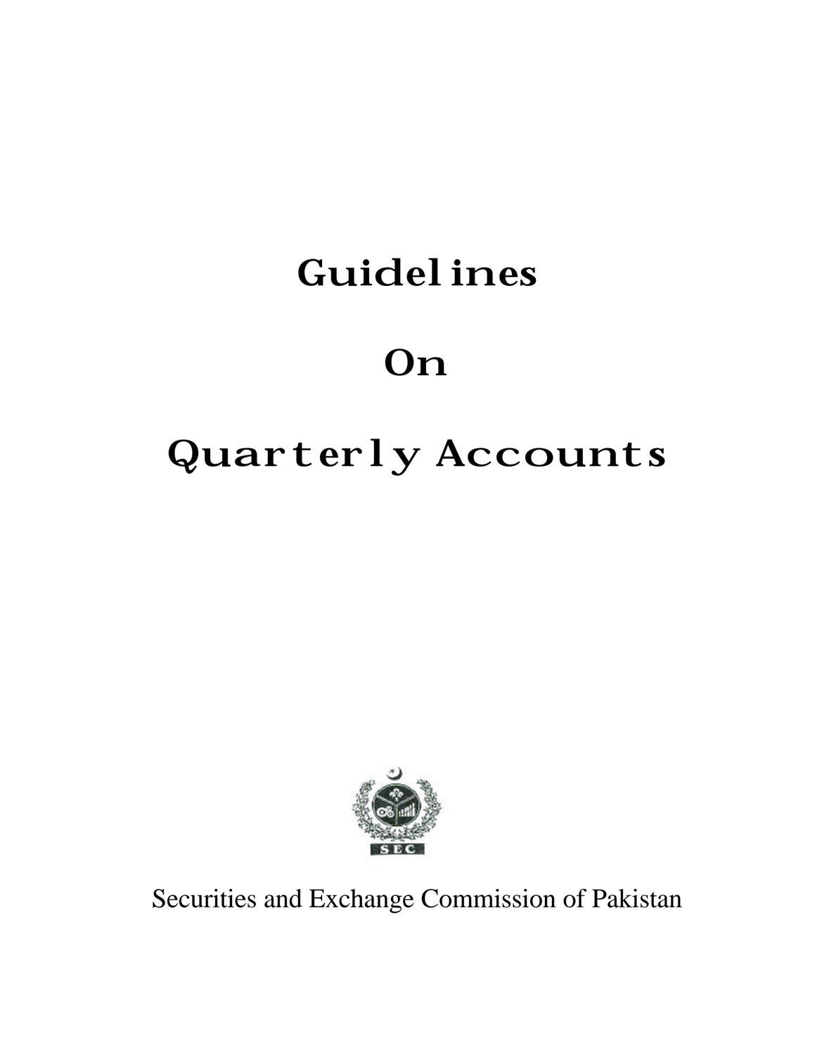# Guidelines

# On

# Quarterly Accounts

SEC

Securities and Exchange Commission of Pakistan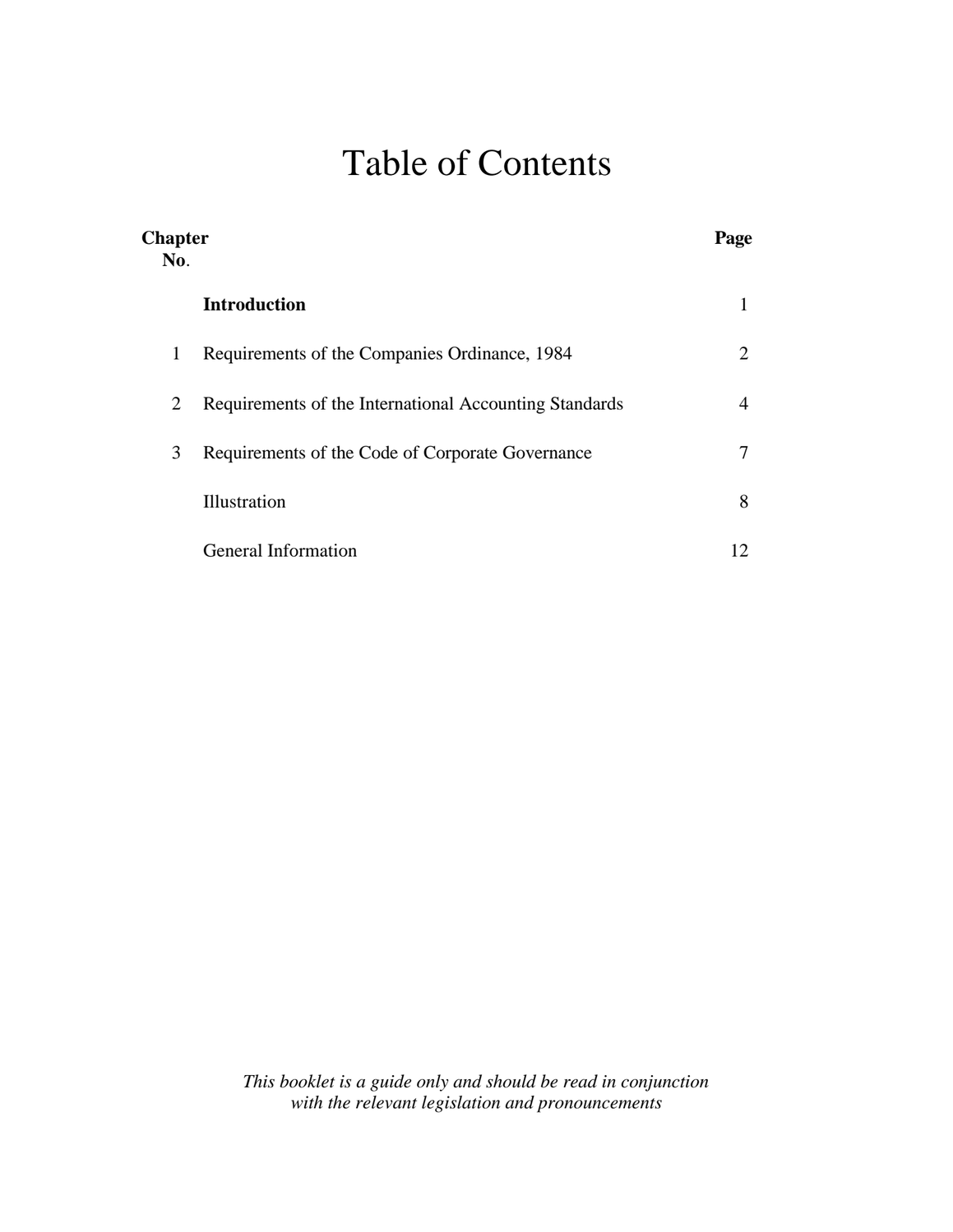# Table of Contents

| **Chapter No.** | | **Page** |
|---|---|---|
| | **Introduction** | 1 |
| 1 | Requirements of the Companies Ordinance, 1984 | 2 |
| 2 | Requirements of the International Accounting Standards | 4 |
| 3 | Requirements of the Code of Corporate Governance | 7 |
| | Illustration | 8 |
| | General Information | 12 |

*This booklet is a guide only and should be read in conjunction with the relevant legislation and pronouncements*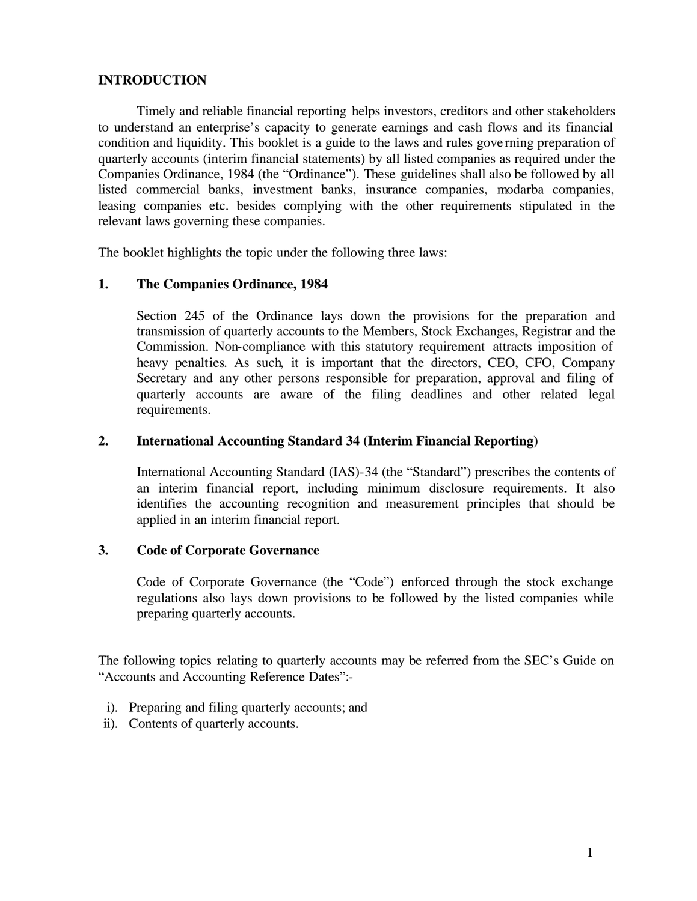## INTRODUCTION

Timely and reliable financial reporting helps investors, creditors and other stakeholders to understand an enterprise's capacity to generate earnings and cash flows and its financial condition and liquidity. This booklet is a guide to the laws and rules governing preparation of quarterly accounts (interim financial statements) by all listed companies as required under the Companies Ordinance, 1984 (the "Ordinance"). These guidelines shall also be followed by all listed commercial banks, investment banks, insurance companies, modarba companies, leasing companies etc. besides complying with the other requirements stipulated in the relevant laws governing these companies.

The booklet highlights the topic under the following three laws:

### 1. The Companies Ordinance, 1984

Section 245 of the Ordinance lays down the provisions for the preparation and transmission of quarterly accounts to the Members, Stock Exchanges, Registrar and the Commission. Non-compliance with this statutory requirement attracts imposition of heavy penalties. As such, it is important that the directors, CEO, CFO, Company Secretary and any other persons responsible for preparation, approval and filing of quarterly accounts are aware of the filing deadlines and other related legal requirements.

### 2. International Accounting Standard 34 (Interim Financial Reporting)

International Accounting Standard (IAS)-34 (the "Standard") prescribes the contents of an interim financial report, including minimum disclosure requirements. It also identifies the accounting recognition and measurement principles that should be applied in an interim financial report.

### 3. Code of Corporate Governance

Code of Corporate Governance (the "Code") enforced through the stock exchange regulations also lays down provisions to be followed by the listed companies while preparing quarterly accounts.

The following topics relating to quarterly accounts may be referred from the SEC's Guide on "Accounts and Accounting Reference Dates":-

i). Preparing and filing quarterly accounts; and
ii). Contents of quarterly accounts.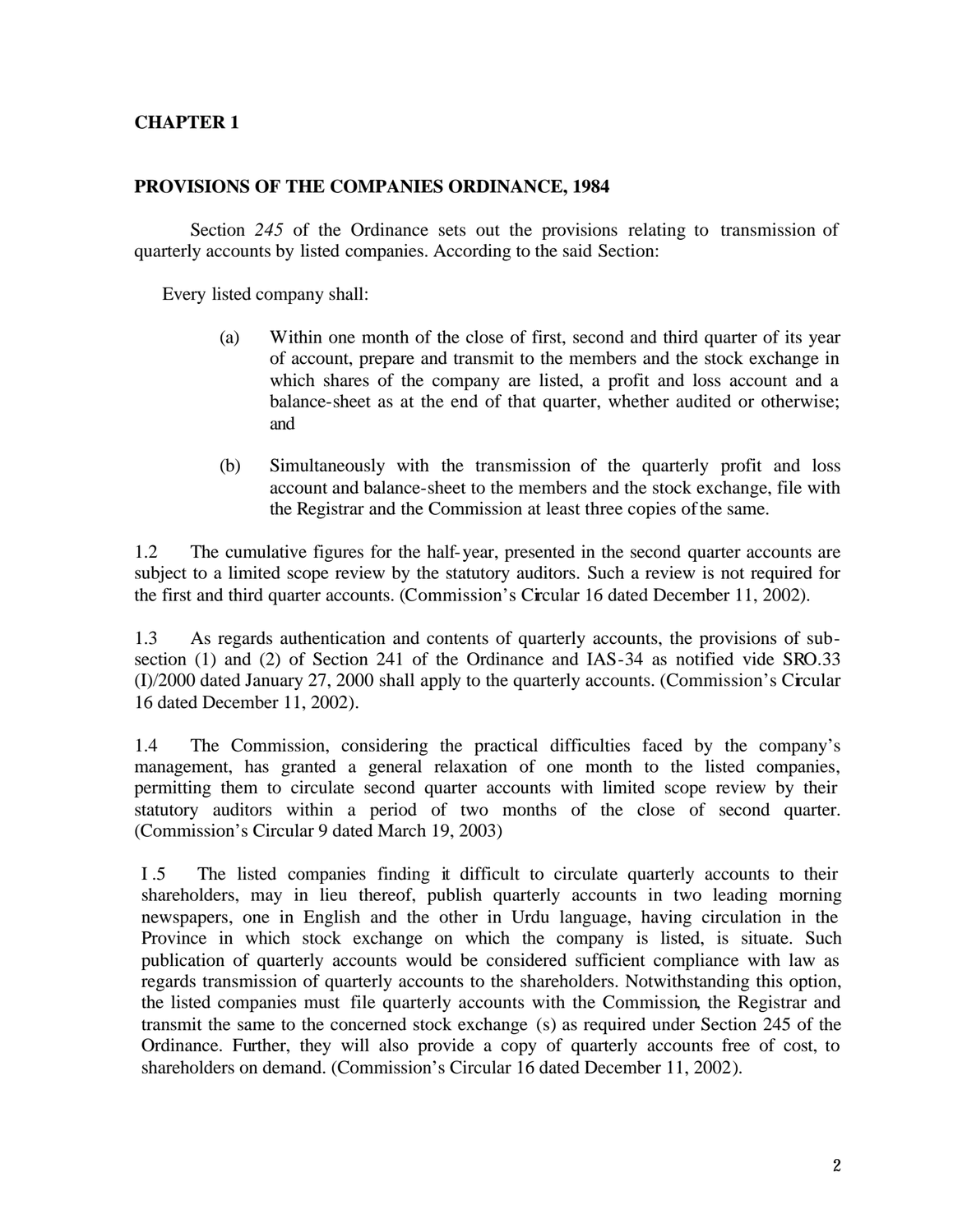# CHAPTER 1

## PROVISIONS OF THE COMPANIES ORDINANCE, 1984

Section *245* of the Ordinance sets out the provisions relating to transmission of quarterly accounts by listed companies. According to the said Section:

Every listed company shall:

(a) Within one month of the close of first, second and third quarter of its year of account, prepare and transmit to the members and the stock exchange in which shares of the company are listed, a profit and loss account and a balance-sheet as at the end of that quarter, whether audited or otherwise; and

(b) Simultaneously with the transmission of the quarterly profit and loss account and balance-sheet to the members and the stock exchange, file with the Registrar and the Commission at least three copies of the same.

1.2 The cumulative figures for the half-year, presented in the second quarter accounts are subject to a limited scope review by the statutory auditors. Such a review is not required for the first and third quarter accounts. (Commission's Circular 16 dated December 11, 2002).

1.3 As regards authentication and contents of quarterly accounts, the provisions of sub-section (1) and (2) of Section 241 of the Ordinance and IAS-34 as notified vide SRO.33 (I)/2000 dated January 27, 2000 shall apply to the quarterly accounts. (Commission's Circular 16 dated December 11, 2002).

1.4 The Commission, considering the practical difficulties faced by the company's management, has granted a general relaxation of one month to the listed companies, permitting them to circulate second quarter accounts with limited scope review by their statutory auditors within a period of two months of the close of second quarter. (Commission's Circular 9 dated March 19, 2003)

I.5 The listed companies finding it difficult to circulate quarterly accounts to their shareholders, may in lieu thereof, publish quarterly accounts in two leading morning newspapers, one in English and the other in Urdu language, having circulation in the Province in which stock exchange on which the company is listed, is situate. Such publication of quarterly accounts would be considered sufficient compliance with law as regards transmission of quarterly accounts to the shareholders. Notwithstanding this option, the listed companies must file quarterly accounts with the Commission, the Registrar and transmit the same to the concerned stock exchange (s) as required under Section 245 of the Ordinance. Further, they will also provide a copy of quarterly accounts free of cost, to shareholders on demand. (Commission's Circular 16 dated December 11, 2002).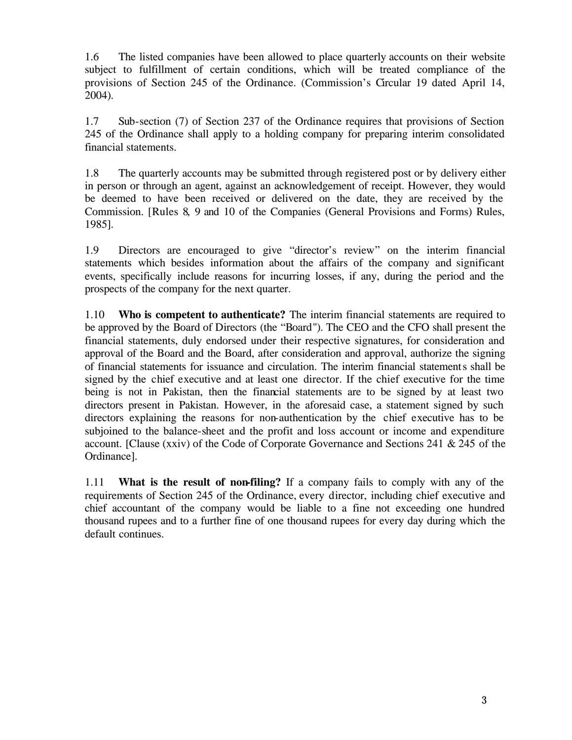1.6 The listed companies have been allowed to place quarterly accounts on their website subject to fulfillment of certain conditions, which will be treated compliance of the provisions of Section 245 of the Ordinance. (Commission's Circular 19 dated April 14, 2004).

1.7 Sub-section (7) of Section 237 of the Ordinance requires that provisions of Section 245 of the Ordinance shall apply to a holding company for preparing interim consolidated financial statements.

1.8 The quarterly accounts may be submitted through registered post or by delivery either in person or through an agent, against an acknowledgement of receipt. However, they would be deemed to have been received or delivered on the date, they are received by the Commission. [Rules 8, 9 and 10 of the Companies (General Provisions and Forms) Rules, 1985].

1.9 Directors are encouraged to give "director's review" on the interim financial statements which besides information about the affairs of the company and significant events, specifically include reasons for incurring losses, if any, during the period and the prospects of the company for the next quarter.

1.10 **Who is competent to authenticate?** The interim financial statements are required to be approved by the Board of Directors (the "Board"). The CEO and the CFO shall present the financial statements, duly endorsed under their respective signatures, for consideration and approval of the Board and the Board, after consideration and approval, authorize the signing of financial statements for issuance and circulation. The interim financial statements shall be signed by the chief executive and at least one director. If the chief executive for the time being is not in Pakistan, then the financial statements are to be signed by at least two directors present in Pakistan. However, in the aforesaid case, a statement signed by such directors explaining the reasons for non-authentication by the chief executive has to be subjoined to the balance-sheet and the profit and loss account or income and expenditure account. [Clause (xxiv) of the Code of Corporate Governance and Sections 241 & 245 of the Ordinance].

1.11 **What is the result of non-filing?** If a company fails to comply with any of the requirements of Section 245 of the Ordinance, every director, including chief executive and chief accountant of the company would be liable to a fine not exceeding one hundred thousand rupees and to a further fine of one thousand rupees for every day during which the default continues.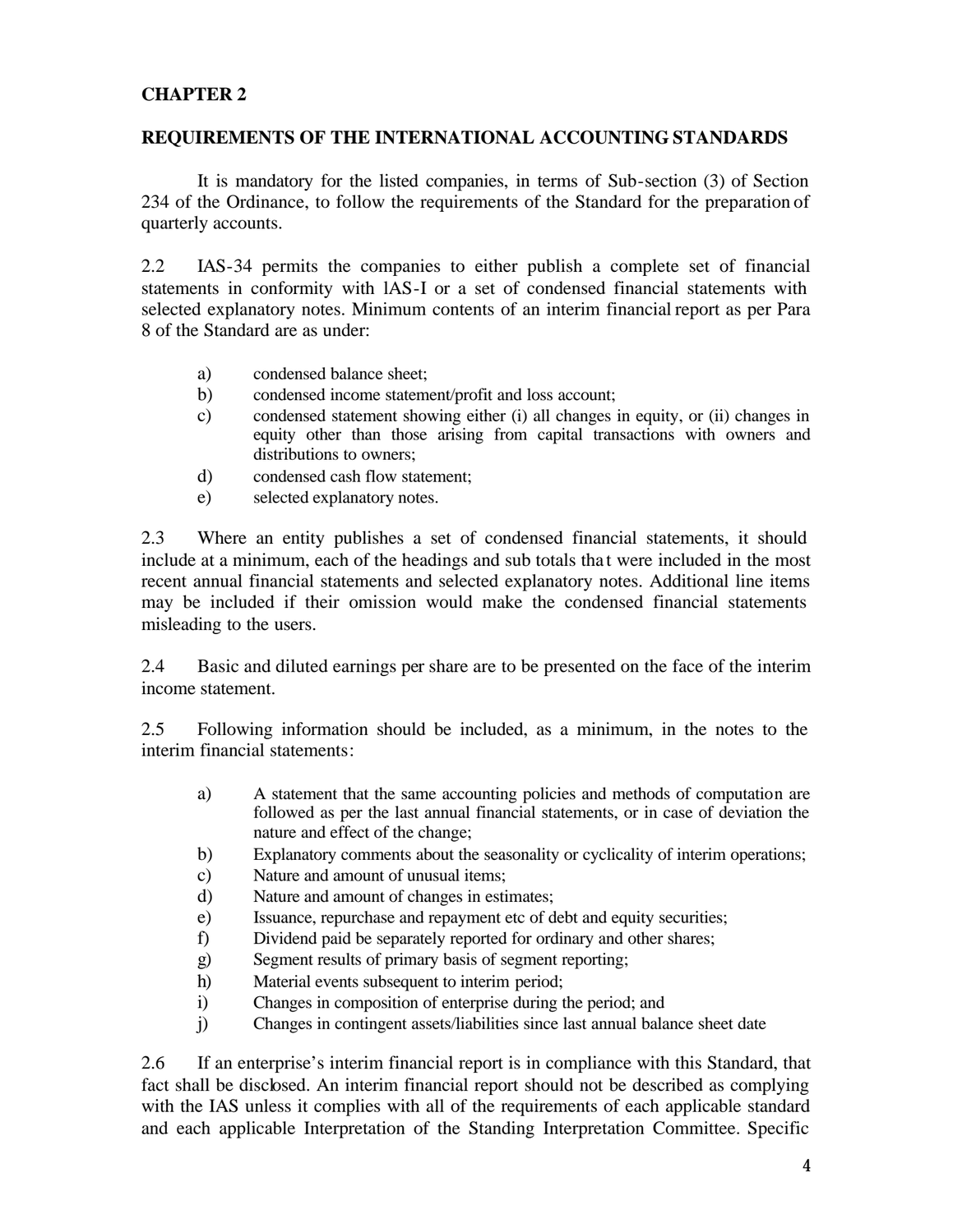# CHAPTER 2

## REQUIREMENTS OF THE INTERNATIONAL ACCOUNTING STANDARDS

It is mandatory for the listed companies, in terms of Sub-section (3) of Section 234 of the Ordinance, to follow the requirements of the Standard for the preparation of quarterly accounts.

2.2 IAS-34 permits the companies to either publish a complete set of financial statements in conformity with lAS-I or a set of condensed financial statements with selected explanatory notes. Minimum contents of an interim financial report as per Para 8 of the Standard are as under:

- a) condensed balance sheet;
- b) condensed income statement/profit and loss account;
- c) condensed statement showing either (i) all changes in equity, or (ii) changes in equity other than those arising from capital transactions with owners and distributions to owners;
- d) condensed cash flow statement;
- e) selected explanatory notes.

2.3 Where an entity publishes a set of condensed financial statements, it should include at a minimum, each of the headings and sub totals that were included in the most recent annual financial statements and selected explanatory notes. Additional line items may be included if their omission would make the condensed financial statements misleading to the users.

2.4 Basic and diluted earnings per share are to be presented on the face of the interim income statement.

2.5 Following information should be included, as a minimum, in the notes to the interim financial statements:

- a) A statement that the same accounting policies and methods of computation are followed as per the last annual financial statements, or in case of deviation the nature and effect of the change;
- b) Explanatory comments about the seasonality or cyclicality of interim operations;
- c) Nature and amount of unusual items;
- d) Nature and amount of changes in estimates;
- e) Issuance, repurchase and repayment etc of debt and equity securities;
- f) Dividend paid be separately reported for ordinary and other shares;
- g) Segment results of primary basis of segment reporting;
- h) Material events subsequent to interim period;
- i) Changes in composition of enterprise during the period; and
- j) Changes in contingent assets/liabilities since last annual balance sheet date

2.6 If an enterprise's interim financial report is in compliance with this Standard, that fact shall be disclosed. An interim financial report should not be described as complying with the IAS unless it complies with all of the requirements of each applicable standard and each applicable Interpretation of the Standing Interpretation Committee. Specific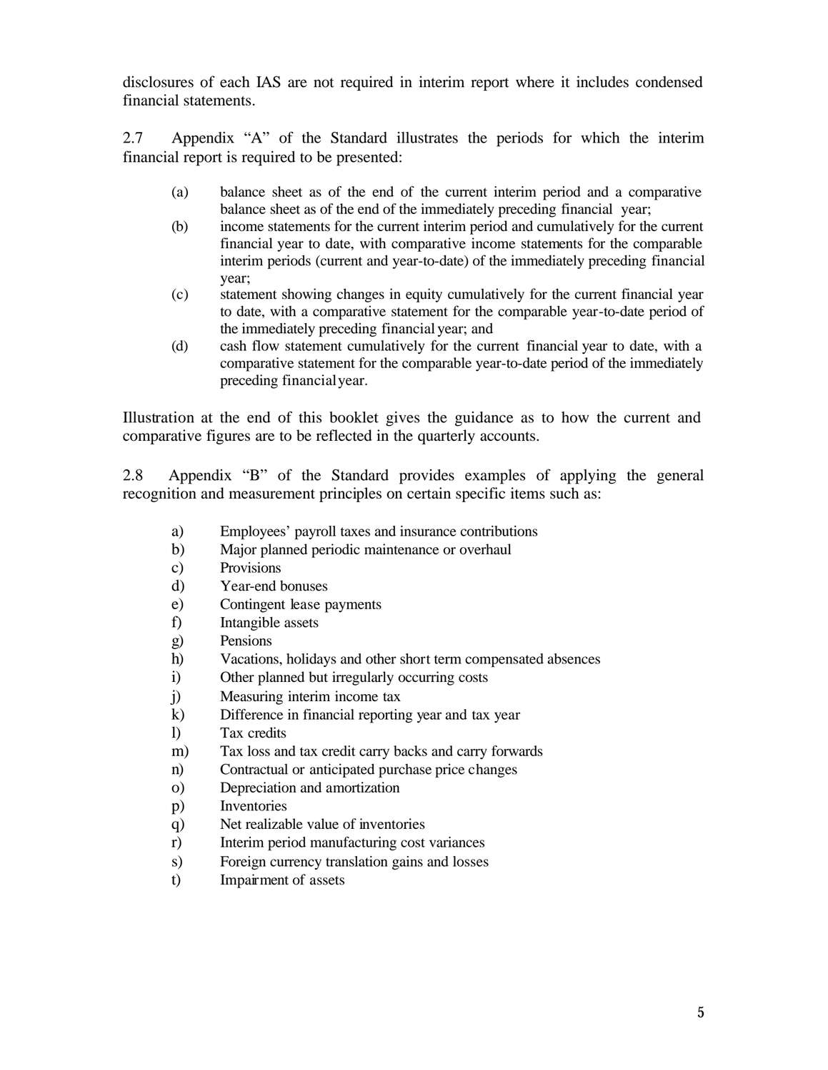disclosures of each IAS are not required in interim report where it includes condensed financial statements.

2.7 Appendix "A" of the Standard illustrates the periods for which the interim financial report is required to be presented:

(a) balance sheet as of the end of the current interim period and a comparative balance sheet as of the end of the immediately preceding financial year;

(b) income statements for the current interim period and cumulatively for the current financial year to date, with comparative income statements for the comparable interim periods (current and year-to-date) of the immediately preceding financial year;

(c) statement showing changes in equity cumulatively for the current financial year to date, with a comparative statement for the comparable year-to-date period of the immediately preceding financial year; and

(d) cash flow statement cumulatively for the current financial year to date, with a comparative statement for the comparable year-to-date period of the immediately preceding financial year.

Illustration at the end of this booklet gives the guidance as to how the current and comparative figures are to be reflected in the quarterly accounts.

2.8 Appendix "B" of the Standard provides examples of applying the general recognition and measurement principles on certain specific items such as:

a) Employees' payroll taxes and insurance contributions
b) Major planned periodic maintenance or overhaul
c) Provisions
d) Year-end bonuses
e) Contingent lease payments
f) Intangible assets
g) Pensions
h) Vacations, holidays and other short term compensated absences
i) Other planned but irregularly occurring costs
j) Measuring interim income tax
k) Difference in financial reporting year and tax year
l) Tax credits
m) Tax loss and tax credit carry backs and carry forwards
n) Contractual or anticipated purchase price changes
o) Depreciation and amortization
p) Inventories
q) Net realizable value of inventories
r) Interim period manufacturing cost variances
s) Foreign currency translation gains and losses
t) Impairment of assets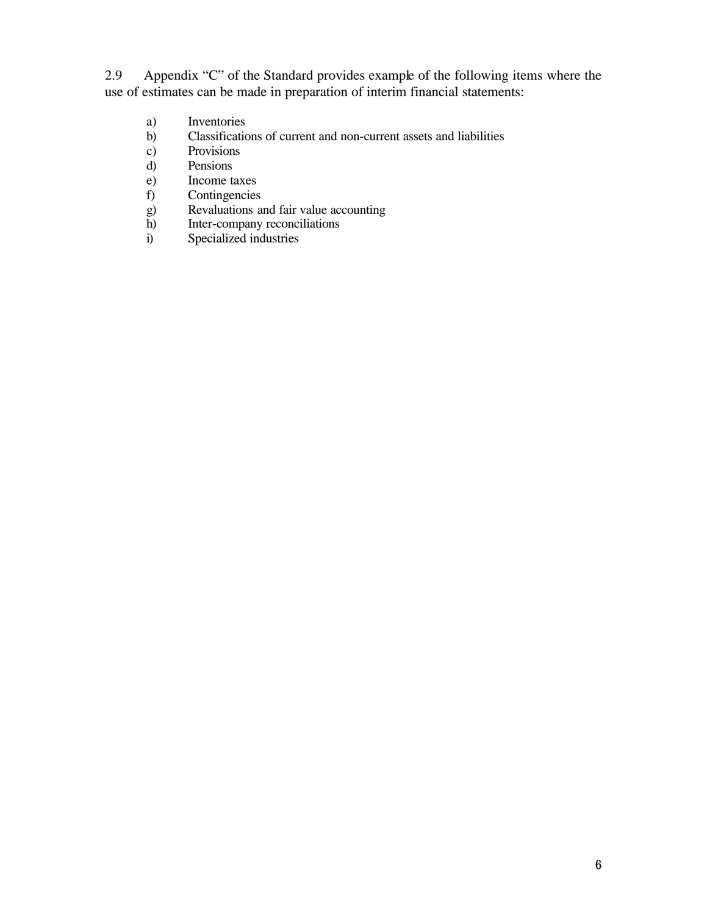2.9 Appendix "C" of the Standard provides example of the following items where the use of estimates can be made in preparation of interim financial statements:

a) Inventories
b) Classifications of current and non-current assets and liabilities
c) Provisions
d) Pensions
e) Income taxes
f) Contingencies
g) Revaluations and fair value accounting
h) Inter-company reconciliations
i) Specialized industries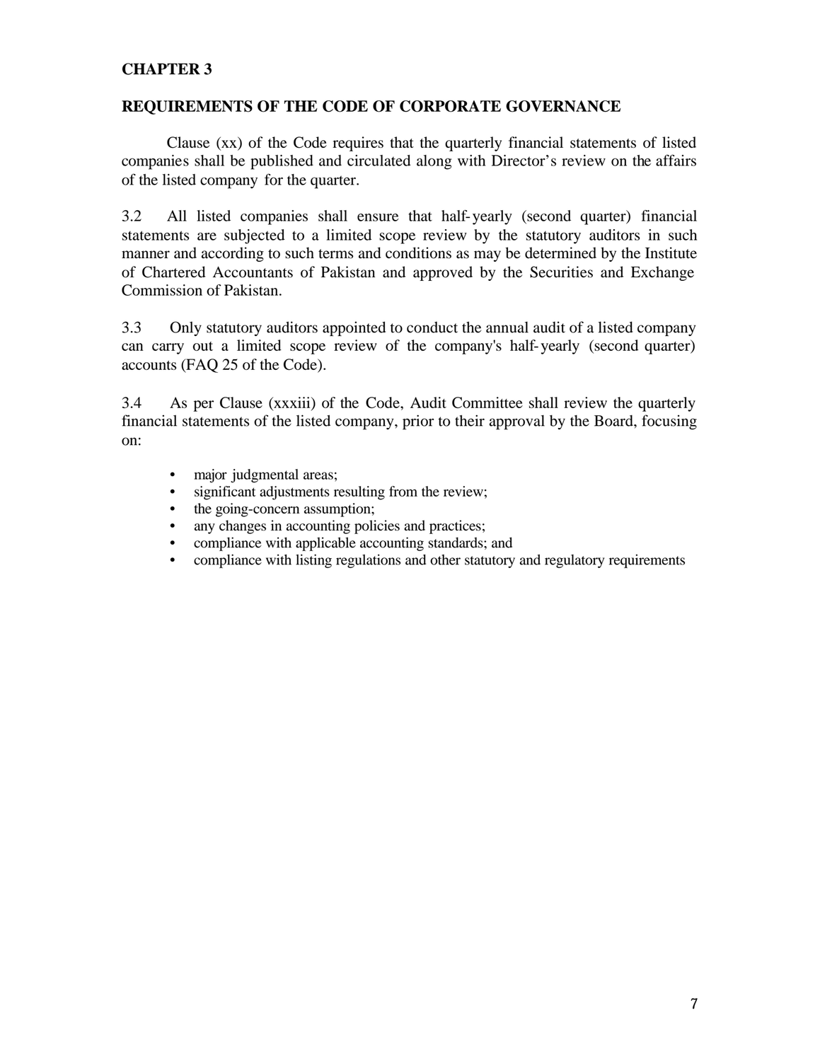# CHAPTER 3

## REQUIREMENTS OF THE CODE OF CORPORATE GOVERNANCE

Clause (xx) of the Code requires that the quarterly financial statements of listed companies shall be published and circulated along with Director's review on the affairs of the listed company for the quarter.

3.2 All listed companies shall ensure that half-yearly (second quarter) financial statements are subjected to a limited scope review by the statutory auditors in such manner and according to such terms and conditions as may be determined by the Institute of Chartered Accountants of Pakistan and approved by the Securities and Exchange Commission of Pakistan.

3.3 Only statutory auditors appointed to conduct the annual audit of a listed company can carry out a limited scope review of the company's half-yearly (second quarter) accounts (FAQ 25 of the Code).

3.4 As per Clause (xxxiii) of the Code, Audit Committee shall review the quarterly financial statements of the listed company, prior to their approval by the Board, focusing on:

- major judgmental areas;
- significant adjustments resulting from the review;
- the going-concern assumption;
- any changes in accounting policies and practices;
- compliance with applicable accounting standards; and
- compliance with listing regulations and other statutory and regulatory requirements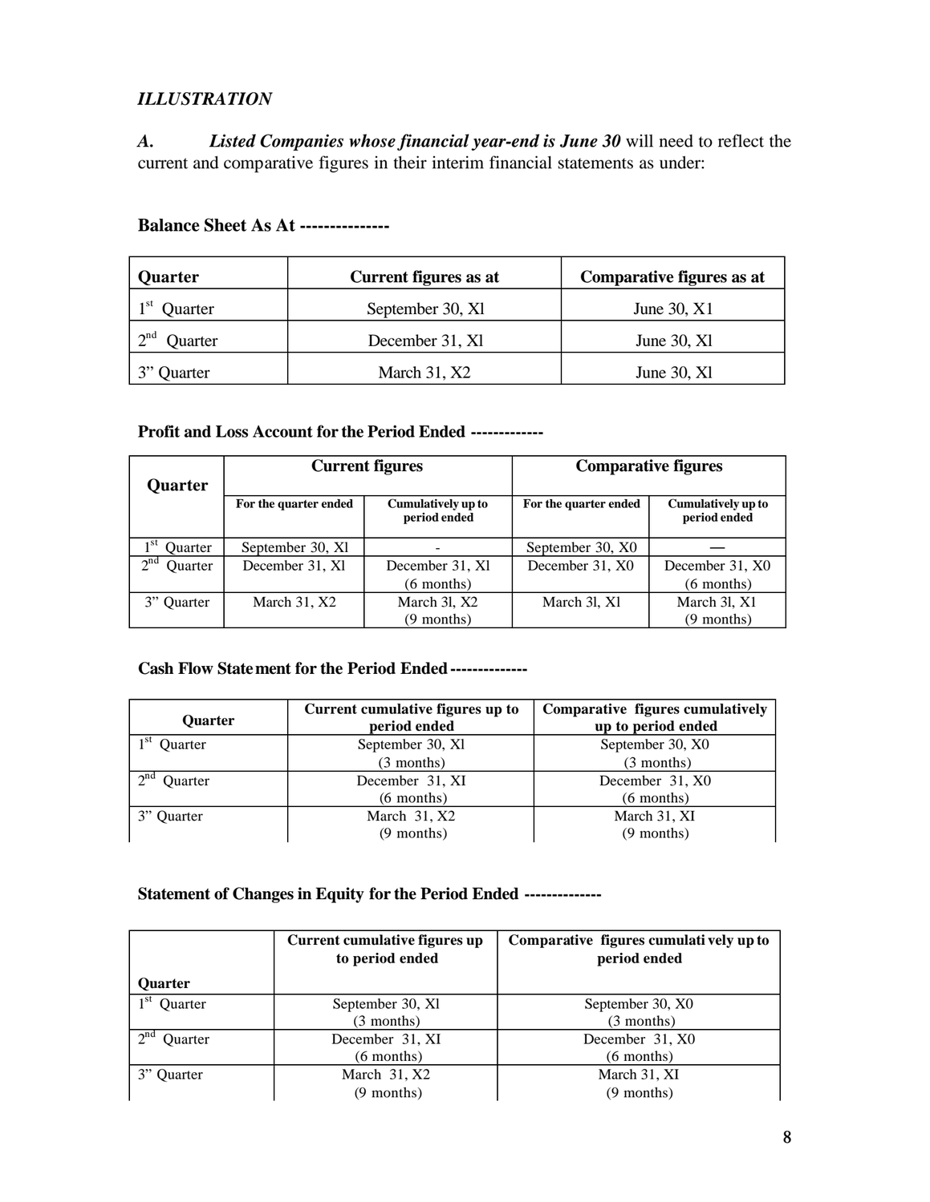*ILLUSTRATION*

**A.** ***Listed Companies whose financial year-end is June 30*** will need to reflect the current and comparative figures in their interim financial statements as under:

**Balance Sheet As At ---------------**

| Quarter | Current figures as at | Comparative figures as at |
|---|---|---|
| 1st Quarter | September 30, Xl | June 30, X1 |
| 2nd Quarter | December 31, Xl | June 30, Xl |
| 3" Quarter | March 31, X2 | June 30, Xl |

**Profit and Loss Account for the Period Ended ------------**

| Quarter | Current figures | | Comparative figures | |
|---|---|---|---|---|
| | For the quarter ended | Cumulatively up to period ended | For the quarter ended | Cumulatively up to period ended |
| 1st Quarter | September 30, Xl | - | September 30, X0 | — |
| 2nd Quarter | December 31, Xl | December 31, Xl (6 months) | December 31, X0 | December 31, X0 (6 months) |
| 3" Quarter | March 31, X2 | March 3l, X2 (9 months) | March 3l, X1 | March 3l, X1 (9 months) |

**Cash Flow Statement for the Period Ended -------------**

| Quarter | Current cumulative figures up to period ended | Comparative figures cumulatively up to period ended |
|---|---|---|
| 1st Quarter | September 30, Xl (3 months) | September 30, X0 (3 months) |
| 2nd Quarter | December 31, XI (6 months) | December 31, X0 (6 months) |
| 3" Quarter | March 31, X2 (9 months) | March 31, XI (9 months) |

**Statement of Changes in Equity for the Period Ended -------------**

| Quarter | Current cumulative figures up to period ended | Comparative figures cumulatively up to period ended |
|---|---|---|
| 1st Quarter | September 30, Xl (3 months) | September 30, X0 (3 months) |
| 2nd Quarter | December 31, XI (6 months) | December 31, X0 (6 months) |
| 3" Quarter | March 31, X2 (9 months) | March 31, XI (9 months) |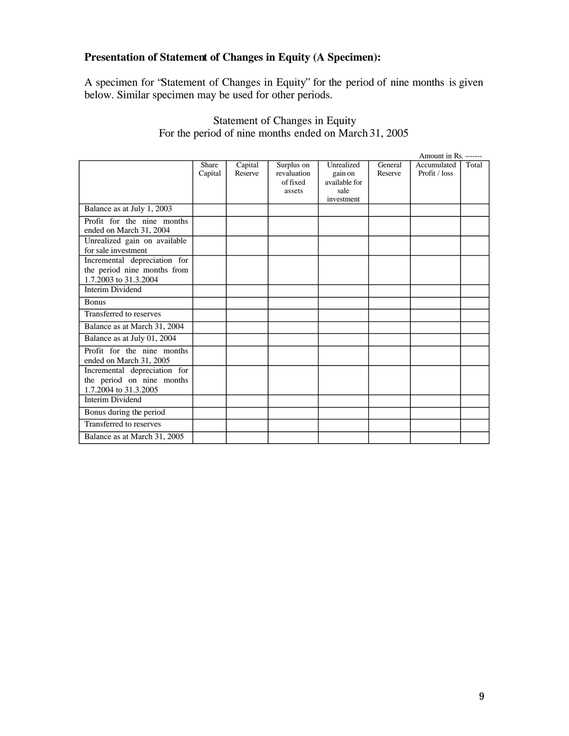**Presentation of Statement of Changes in Equity (A Specimen):**

A specimen for "Statement of Changes in Equity" for the period of nine months is given below. Similar specimen may be used for other periods.

Statement of Changes in Equity
For the period of nine months ended on March 31, 2005

Amount in Rs. -------

| | Share Capital | Capital Reserve | Surplus on revaluation of fixed assets | Unrealized gain on available for sale investment | General Reserve | Accumulated Profit / loss | Total |
|---|---|---|---|---|---|---|---|
| Balance as at July 1, 2003 | | | | | | | |
| Profit for the nine months ended on March 31, 2004 | | | | | | | |
| Unrealized gain on available for sale investment | | | | | | | |
| Incremental depreciation for the period nine months from 1.7.2003 to 31.3.2004 | | | | | | | |
| Interim Dividend | | | | | | | |
| Bonus | | | | | | | |
| Transferred to reserves | | | | | | | |
| Balance as at March 31, 2004 | | | | | | | |
| Balance as at July 01, 2004 | | | | | | | |
| Profit for the nine months ended on March 31, 2005 | | | | | | | |
| Incremental depreciation for the period on nine months 1.7.2004 to 31.3.2005 | | | | | | | |
| Interim Dividend | | | | | | | |
| Bonus during the period | | | | | | | |
| Transferred to reserves | | | | | | | |
| Balance as at March 31, 2005 | | | | | | | |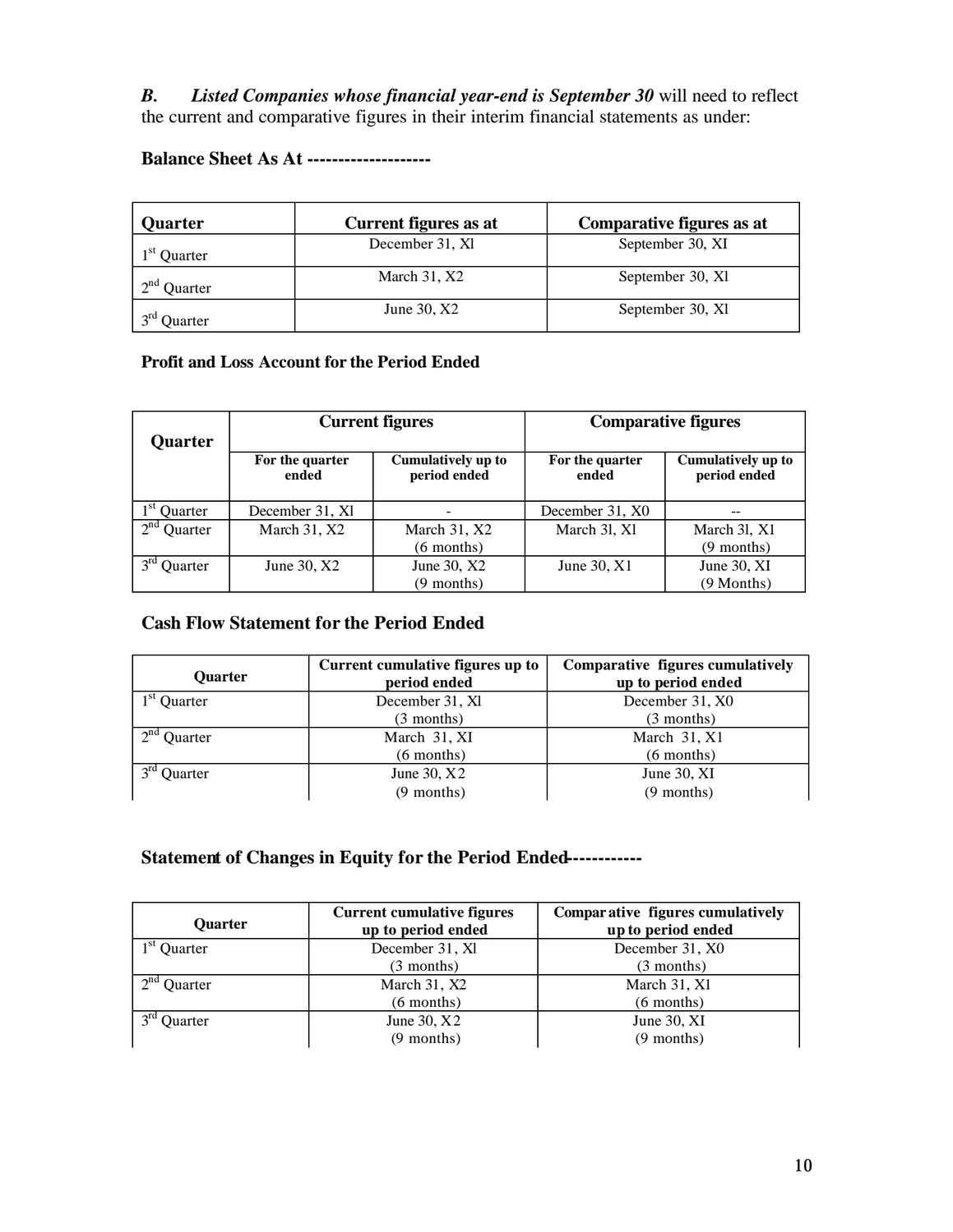***B. Listed Companies whose financial year-end is September 30*** will need to reflect the current and comparative figures in their interim financial statements as under:

**Balance Sheet As At -------------------**

| Quarter | Current figures as at | Comparative figures as at |
|---|---|---|
| 1st Quarter | December 31, Xl | September 30, XI |
| 2nd Quarter | March 31, X2 | September 30, Xl |
| 3rd Quarter | June 30, X2 | September 30, Xl |

**Profit and Loss Account for the Period Ended**

| Quarter | Current figures | | Comparative figures | |
|---|---|---|---|---|
| | For the quarter ended | Cumulatively up to period ended | For the quarter ended | Cumulatively up to period ended |
| 1st Quarter | December 31, Xl | - | December 31, X0 | -- |
| 2nd Quarter | March 31, X2 | March 31, X2 (6 months) | March 3l, Xl | March 3l, X1 (9 months) |
| 3rd Quarter | June 30, X2 | June 30, X2 (9 months) | June 30, X1 | June 30, XI (9 Months) |

**Cash Flow Statement for the Period Ended**

| Quarter | Current cumulative figures up to period ended | Comparative figures cumulatively up to period ended |
|---|---|---|
| 1st Quarter | December 31, Xl (3 months) | December 31, X0 (3 months) |
| 2nd Quarter | March 31, XI (6 months) | March 31, X1 (6 months) |
| 3rd Quarter | June 30, X2 (9 months) | June 30, XI (9 months) |

**Statement of Changes in Equity for the Period Ended-----------**

| Quarter | Current cumulative figures up to period ended | Comparative figures cumulatively up to period ended |
|---|---|---|
| 1st Quarter | December 31, Xl (3 months) | December 31, X0 (3 months) |
| 2nd Quarter | March 31, X2 (6 months) | March 31, X1 (6 months) |
| 3rd Quarter | June 30, X2 (9 months) | June 30, XI (9 months) |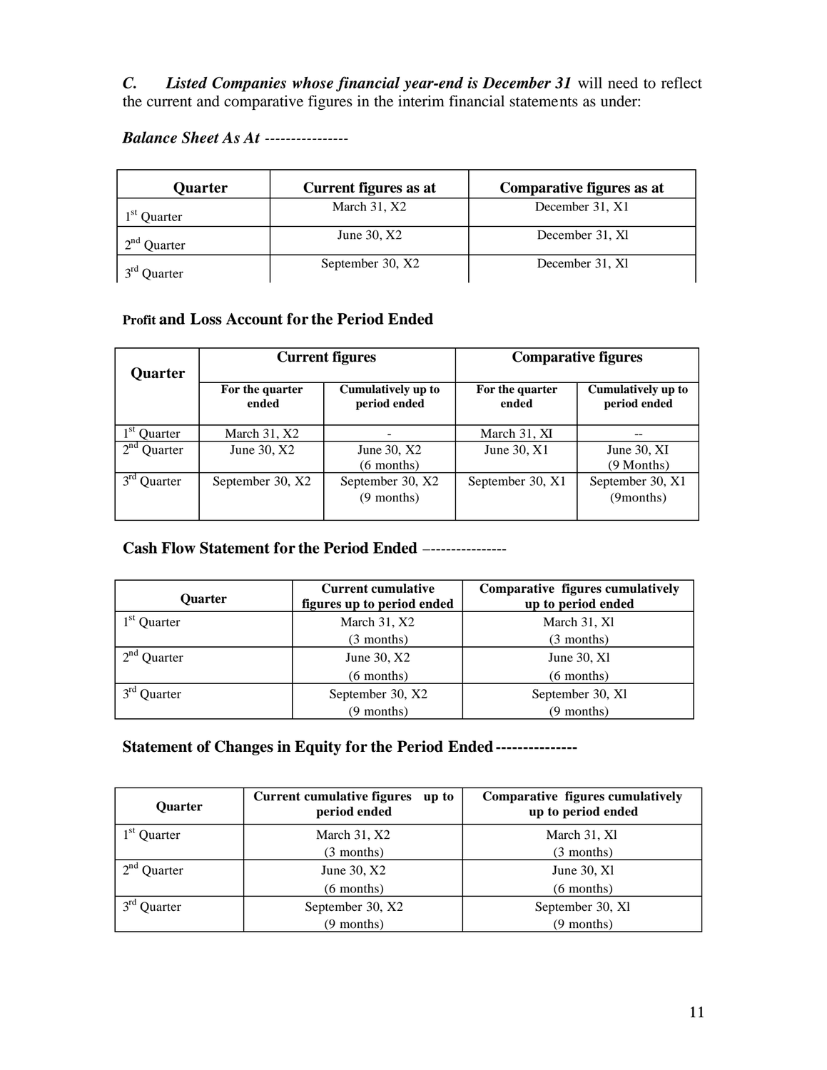***C. Listed Companies whose financial year-end is December 31*** will need to reflect the current and comparative figures in the interim financial statements as under:

***Balance Sheet As At*** ----------------

| Quarter | Current figures as at | Comparative figures as at |
|---|---|---|
| 1st Quarter | March 31, X2 | December 31, X1 |
| 2nd Quarter | June 30, X2 | December 31, Xl |
| 3rd Quarter | September 30, X2 | December 31, Xl |

**Profit and Loss Account for the Period Ended**

| Quarter | Current figures | | Comparative figures | |
|---|---|---|---|---|
| | For the quarter ended | Cumulatively up to period ended | For the quarter ended | Cumulatively up to period ended |
| 1st Quarter | March 31, X2 | - | March 31, XI | -- |
| 2nd Quarter | June 30, X2 | June 30, X2 (6 months) | June 30, X1 | June 30, XI (9 Months) |
| 3rd Quarter | September 30, X2 | September 30, X2 (9 months) | September 30, X1 | September 30, X1 (9months) |

**Cash Flow Statement for the Period Ended** ----------------

| Quarter | Current cumulative figures up to period ended | Comparative figures cumulatively up to period ended |
|---|---|---|
| 1st Quarter | March 31, X2 (3 months) | March 31, Xl (3 months) |
| 2nd Quarter | June 30, X2 (6 months) | June 30, Xl (6 months) |
| 3rd Quarter | September 30, X2 (9 months) | September 30, Xl (9 months) |

**Statement of Changes in Equity for the Period Ended ---------------**

| Quarter | Current cumulative figures up to period ended | Comparative figures cumulatively up to period ended |
|---|---|---|
| 1st Quarter | March 31, X2 (3 months) | March 31, Xl (3 months) |
| 2nd Quarter | June 30, X2 (6 months) | June 30, Xl (6 months) |
| 3rd Quarter | September 30, X2 (9 months) | September 30, Xl (9 months) |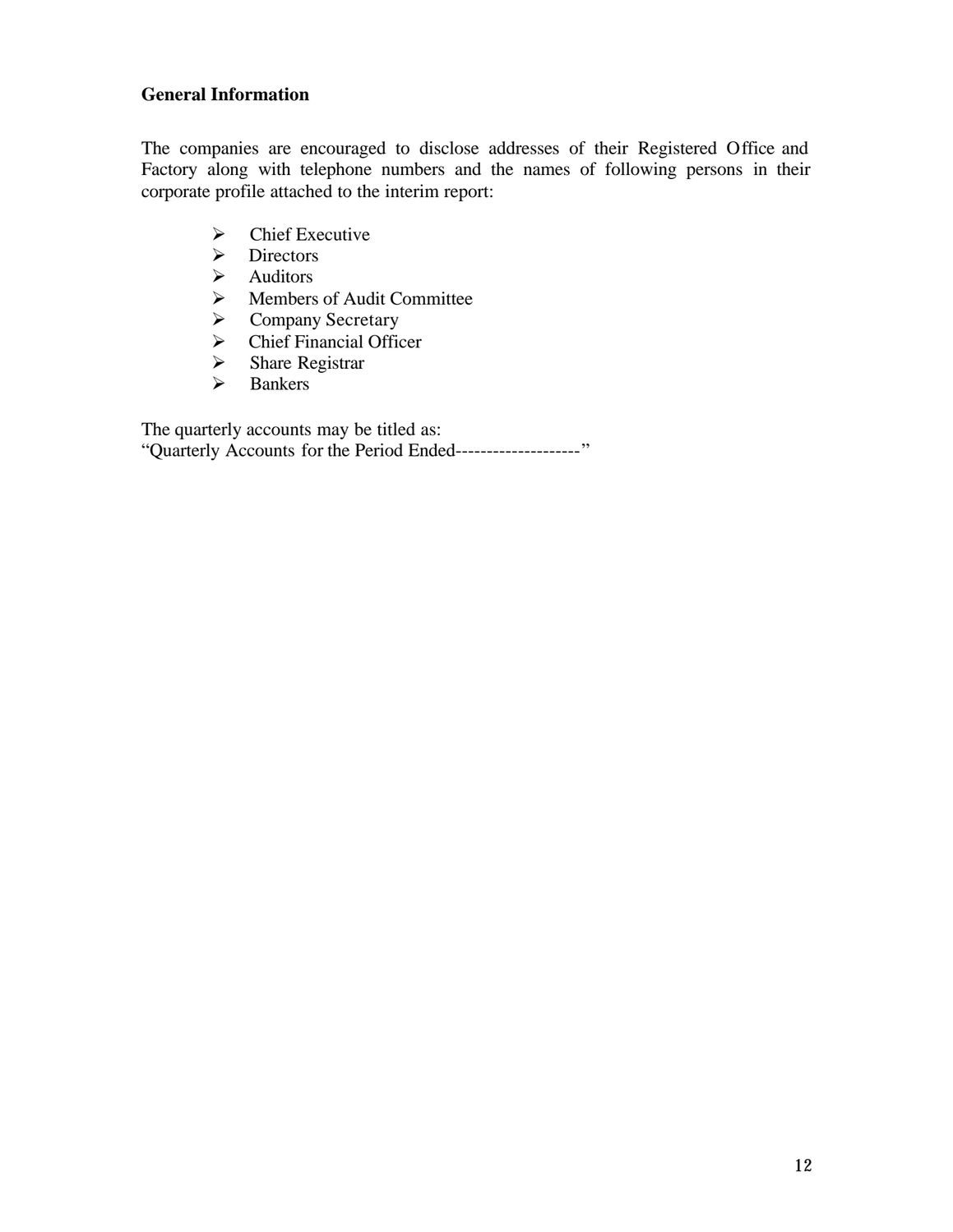**General Information**

The companies are encouraged to disclose addresses of their Registered Office and Factory along with telephone numbers and the names of following persons in their corporate profile attached to the interim report:

- Chief Executive
- Directors
- Auditors
- Members of Audit Committee
- Company Secretary
- Chief Financial Officer
- Share Registrar
- Bankers

The quarterly accounts may be titled as:
"Quarterly Accounts for the Period Ended--------------------"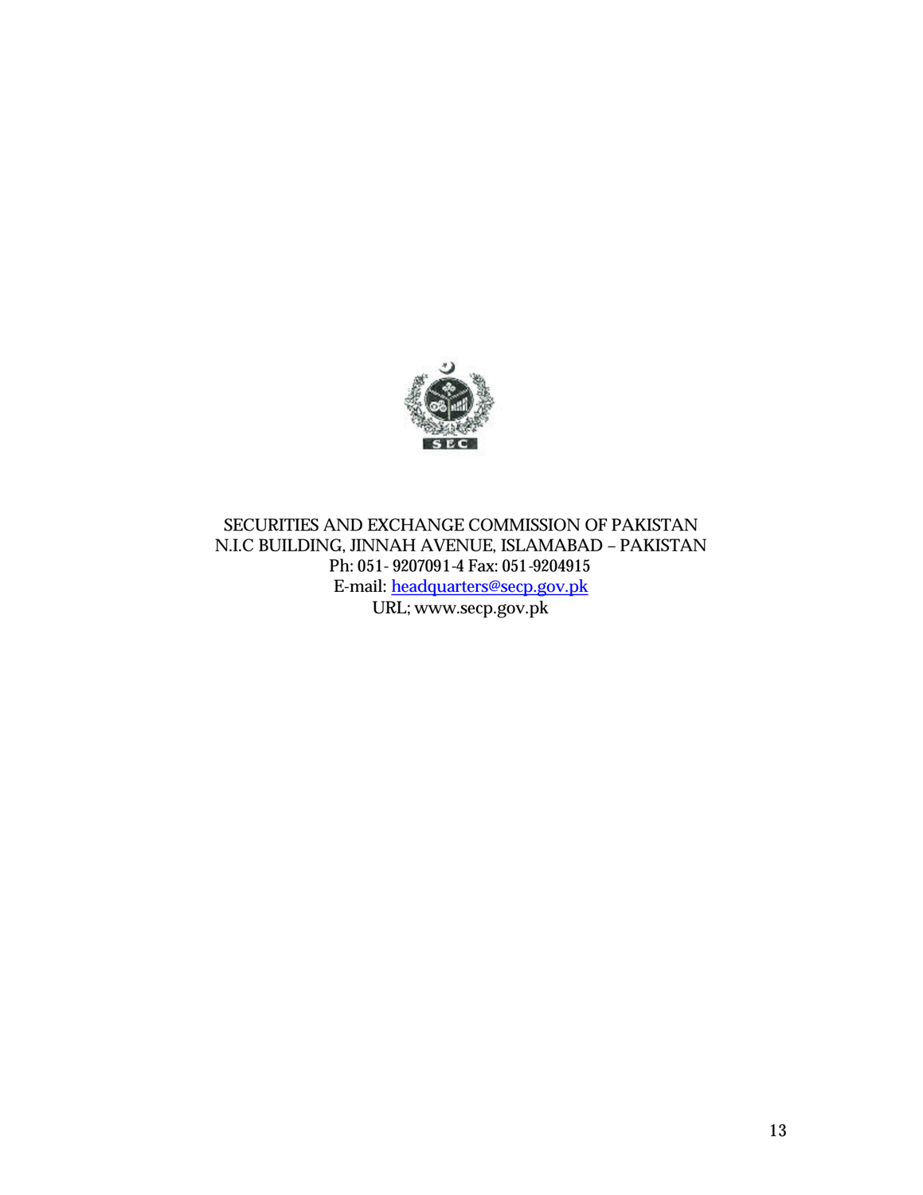SECURITIES AND EXCHANGE COMMISSION OF PAKISTAN
N.I.C BUILDING, JINNAH AVENUE, ISLAMABAD – PAKISTAN
Ph: 051- 9207091-4 Fax: 051-9204915
E-mail: headquarters@secp.gov.pk
URL; www.secp.gov.pk